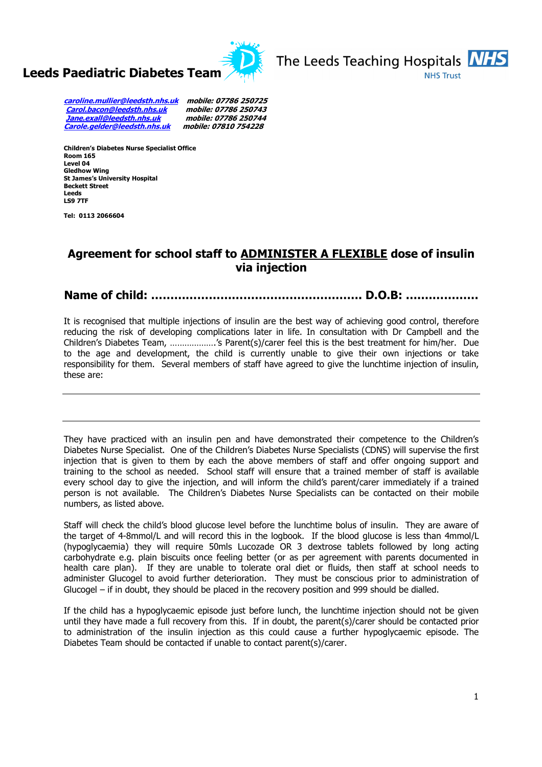**Leeds Paediatric Diabetes Team**

The Leeds Teaching Hospitals NHS Trust

*caroline.mullier@leedsth.nhs.uk* *mobile: 07786 250725*
*Carol.bacon@leedsth.nhs.uk* *mobile: 07786 250743*
*Jane.exall@leedsth.nhs.uk* *mobile: 07786 250744*
*Carole.gelder@leedsth.nhs.uk* *mobile: 07810 754228*

**Children's Diabetes Nurse Specialist Office**
**Room 165**
**Level 04**
**Gledhow Wing**
**St James's University Hospital**
**Beckett Street**
**Leeds**
**LS9 7TF**

**Tel: 0113 2066604**

## Agreement for school staff to <u>ADMINISTER A FLEXIBLE</u> dose of insulin via injection

### Name of child: ………………………………………….. D.O.B: ……………..

It is recognised that multiple injections of insulin are the best way of achieving good control, therefore reducing the risk of developing complications later in life. In consultation with Dr Campbell and the Children's Diabetes Team, ……………….'s Parent(s)/carer feel this is the best treatment for him/her. Due to the age and development, the child is currently unable to give their own injections or take responsibility for them. Several members of staff have agreed to give the lunchtime injection of insulin, these are:

---

---

They have practiced with an insulin pen and have demonstrated their competence to the Children's Diabetes Nurse Specialist. One of the Children's Diabetes Nurse Specialists (CDNS) will supervise the first injection that is given to them by each the above members of staff and offer ongoing support and training to the school as needed. School staff will ensure that a trained member of staff is available every school day to give the injection, and will inform the child's parent/carer immediately if a trained person is not available. The Children's Diabetes Nurse Specialists can be contacted on their mobile numbers, as listed above.

Staff will check the child's blood glucose level before the lunchtime bolus of insulin. They are aware of the target of 4-8mmol/L and will record this in the logbook. If the blood glucose is less than 4mmol/L (hypoglycaemia) they will require 50mls Lucozade OR 3 dextrose tablets followed by long acting carbohydrate e.g. plain biscuits once feeling better (or as per agreement with parents documented in health care plan). If they are unable to tolerate oral diet or fluids, then staff at school needs to administer Glucogel to avoid further deterioration. They must be conscious prior to administration of Glucogel – if in doubt, they should be placed in the recovery position and 999 should be dialled.

If the child has a hypoglycaemic episode just before lunch, the lunchtime injection should not be given until they have made a full recovery from this. If in doubt, the parent(s)/carer should be contacted prior to administration of the insulin injection as this could cause a further hypoglycaemic episode. The Diabetes Team should be contacted if unable to contact parent(s)/carer.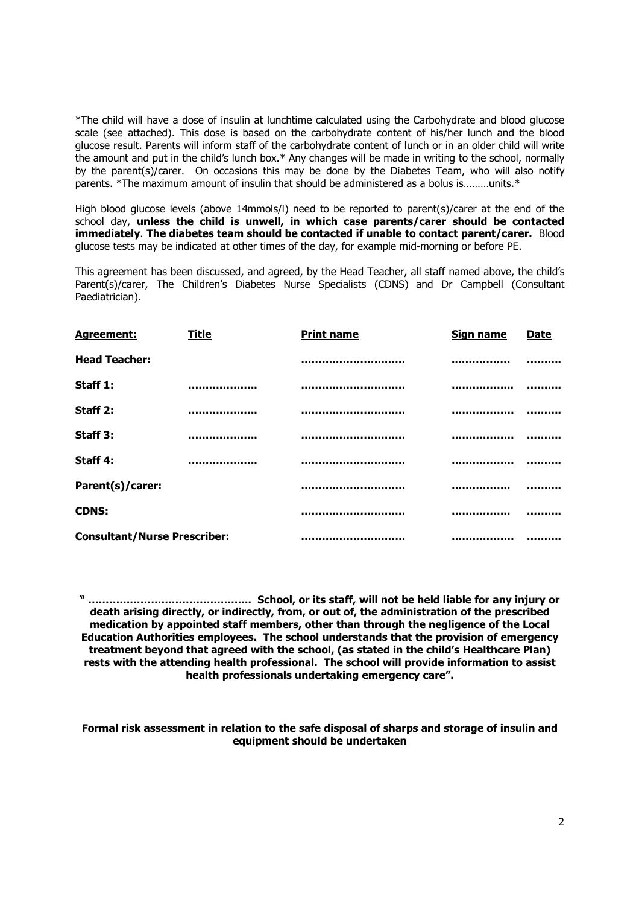*The child will have a dose of insulin at lunchtime calculated using the Carbohydrate and blood glucose scale (see attached). This dose is based on the carbohydrate content of his/her lunch and the blood glucose result. Parents will inform staff of the carbohydrate content of lunch or in an older child will write the amount and put in the child's lunch box.* Any changes will be made in writing to the school, normally by the parent(s)/carer. On occasions this may be done by the Diabetes Team, who will also notify parents. *The maximum amount of insulin that should be administered as a bolus is………units.*

High blood glucose levels (above 14mmols/l) need to be reported to parent(s)/carer at the end of the school day, **unless the child is unwell, in which case parents/carer should be contacted immediately**. **The diabetes team should be contacted if unable to contact parent/carer.** Blood glucose tests may be indicated at other times of the day, for example mid-morning or before PE.

This agreement has been discussed, and agreed, by the Head Teacher, all staff named above, the child's Parent(s)/carer, The Children's Diabetes Nurse Specialists (CDNS) and Dr Campbell (Consultant Paediatrician).

| **Agreement:** | **Title** | **Print name** | **Sign name** | **Date** |
|---|---|---|---|---|
| **Head Teacher:** | | ……………………… | ……………… | ………. |
| **Staff 1:** | ………………. | ……………………… | ……………… | ………. |
| **Staff 2:** | ………………. | ……………………… | ……………… | ………. |
| **Staff 3:** | ………………. | ……………………… | ……………… | ………. |
| **Staff 4:** | ………………. | ……………………… | ……………… | ………. |
| **Parent(s)/carer:** | | ……………………… | ……………… | ………. |
| **CDNS:** | | ……………………… | ……………… | ………. |
| **Consultant/Nurse Prescriber:** | | ……………………… | ……………… | ………. |

**" ……………………………………….. School, or its staff, will not be held liable for any injury or death arising directly, or indirectly, from, or out of, the administration of the prescribed medication by appointed staff members, other than through the negligence of the Local Education Authorities employees. The school understands that the provision of emergency treatment beyond that agreed with the school, (as stated in the child's Healthcare Plan) rests with the attending health professional. The school will provide information to assist health professionals undertaking emergency care".**

**Formal risk assessment in relation to the safe disposal of sharps and storage of insulin and equipment should be undertaken**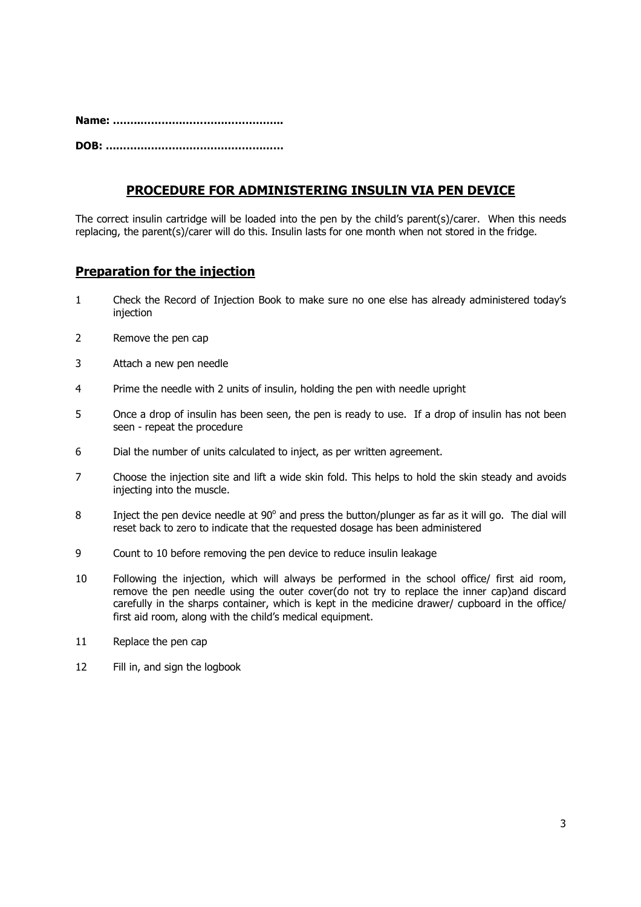**Name: ………………………………………..**

**DOB: …………………………………………**

## PROCEDURE FOR ADMINISTERING INSULIN VIA PEN DEVICE

The correct insulin cartridge will be loaded into the pen by the child's parent(s)/carer. When this needs replacing, the parent(s)/carer will do this. Insulin lasts for one month when not stored in the fridge.

### Preparation for the injection

1. Check the Record of Injection Book to make sure no one else has already administered today's injection
2. Remove the pen cap
3. Attach a new pen needle
4. Prime the needle with 2 units of insulin, holding the pen with needle upright
5. Once a drop of insulin has been seen, the pen is ready to use. If a drop of insulin has not been seen - repeat the procedure
6. Dial the number of units calculated to inject, as per written agreement.
7. Choose the injection site and lift a wide skin fold. This helps to hold the skin steady and avoids injecting into the muscle.
8. Inject the pen device needle at $90^{o}$ and press the button/plunger as far as it will go. The dial will reset back to zero to indicate that the requested dosage has been administered
9. Count to 10 before removing the pen device to reduce insulin leakage
10. Following the injection, which will always be performed in the school office/ first aid room, remove the pen needle using the outer cover(do not try to replace the inner cap)and discard carefully in the sharps container, which is kept in the medicine drawer/ cupboard in the office/ first aid room, along with the child's medical equipment.
11. Replace the pen cap
12. Fill in, and sign the logbook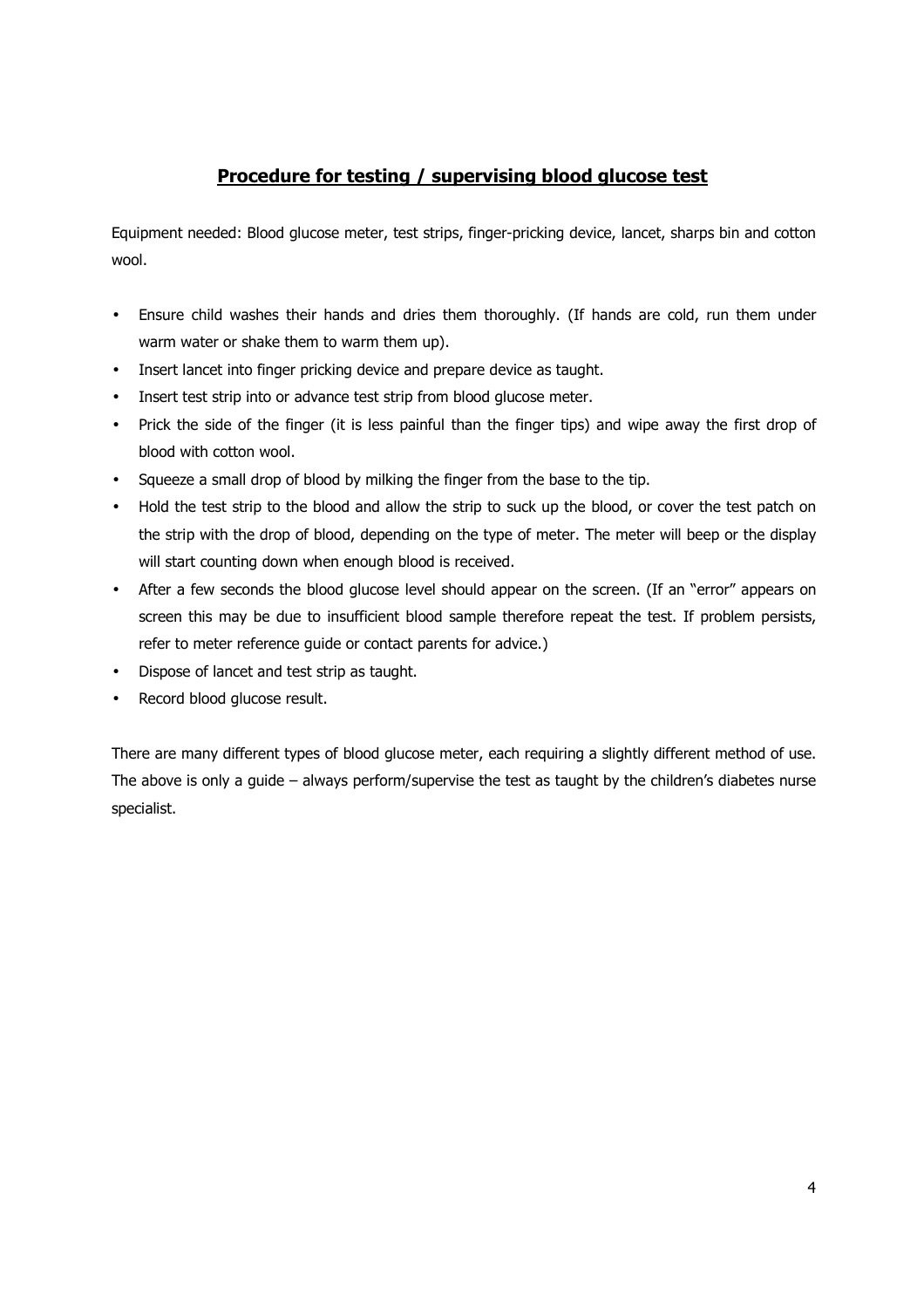## Procedure for testing / supervising blood glucose test

Equipment needed: Blood glucose meter, test strips, finger-pricking device, lancet, sharps bin and cotton wool.

- Ensure child washes their hands and dries them thoroughly. (If hands are cold, run them under warm water or shake them to warm them up).
- Insert lancet into finger pricking device and prepare device as taught.
- Insert test strip into or advance test strip from blood glucose meter.
- Prick the side of the finger (it is less painful than the finger tips) and wipe away the first drop of blood with cotton wool.
- Squeeze a small drop of blood by milking the finger from the base to the tip.
- Hold the test strip to the blood and allow the strip to suck up the blood, or cover the test patch on the strip with the drop of blood, depending on the type of meter. The meter will beep or the display will start counting down when enough blood is received.
- After a few seconds the blood glucose level should appear on the screen. (If an "error" appears on screen this may be due to insufficient blood sample therefore repeat the test. If problem persists, refer to meter reference guide or contact parents for advice.)
- Dispose of lancet and test strip as taught.
- Record blood glucose result.

There are many different types of blood glucose meter, each requiring a slightly different method of use. The above is only a guide – always perform/supervise the test as taught by the children's diabetes nurse specialist.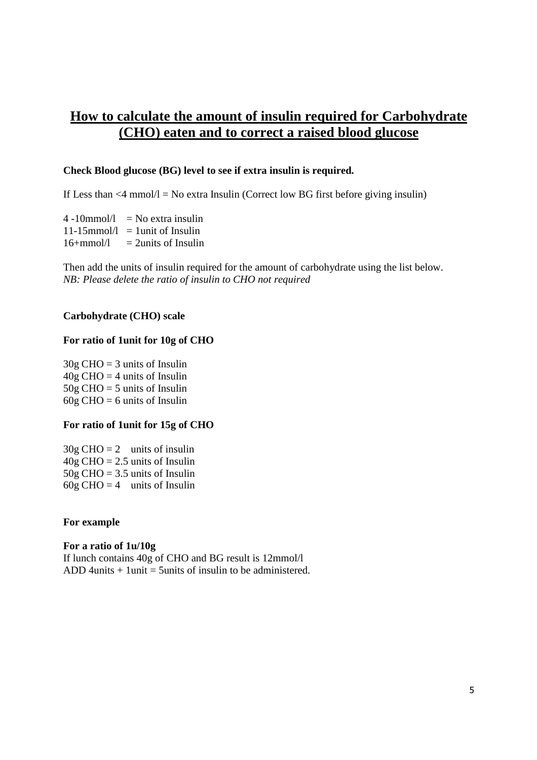# How to calculate the amount of insulin required for Carbohydrate (CHO) eaten and to correct a raised blood glucose

**Check Blood glucose (BG) level to see if extra insulin is required.**

If Less than <4 mmol/l = No extra Insulin (Correct low BG first before giving insulin)

4 -10mmol/l = No extra insulin
11-15mmol/l = 1unit of Insulin
16+mmol/l = 2units of Insulin

Then add the units of insulin required for the amount of carbohydrate using the list below.
*NB: Please delete the ratio of insulin to CHO not required*

**Carbohydrate (CHO) scale**

**For ratio of 1unit for 10g of CHO**

30g CHO = 3 units of Insulin
40g CHO = 4 units of Insulin
50g CHO = 5 units of Insulin
60g CHO = 6 units of Insulin

**For ratio of 1unit for 15g of CHO**

30g CHO = 2 units of insulin
40g CHO = 2.5 units of Insulin
50g CHO = 3.5 units of Insulin
60g CHO = 4 units of Insulin

**For example**

**For a ratio of 1u/10g**
If lunch contains 40g of CHO and BG result is 12mmol/l
ADD 4units + 1unit = 5units of insulin to be administered.